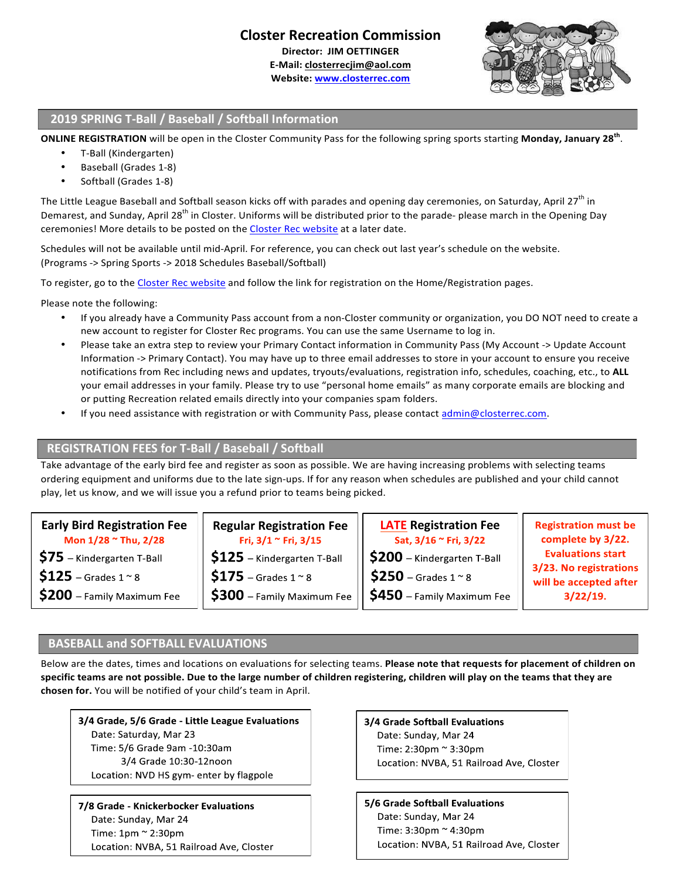# Closter Recreation Commission

**Director: JIM OETTINGER**
**E-Mail: closterrecjim@aol.com**
**Website: www.closterrec.com**

## 2019 SPRING T-Ball / Baseball / Softball Information

**ONLINE REGISTRATION** will be open in the Closter Community Pass for the following spring sports starting **Monday, January 28th**.

- T-Ball (Kindergarten)
- Baseball (Grades 1-8)
- Softball (Grades 1-8)

The Little League Baseball and Softball season kicks off with parades and opening day ceremonies, on Saturday, April 27th in Demarest, and Sunday, April 28th in Closter. Uniforms will be distributed prior to the parade- please march in the Opening Day ceremonies! More details to be posted on the Closter Rec website at a later date.

Schedules will not be available until mid-April. For reference, you can check out last year's schedule on the website. (Programs -> Spring Sports -> 2018 Schedules Baseball/Softball)

To register, go to the Closter Rec website and follow the link for registration on the Home/Registration pages.

Please note the following:

- If you already have a Community Pass account from a non-Closter community or organization, you DO NOT need to create a new account to register for Closter Rec programs. You can use the same Username to log in.
- Please take an extra step to review your Primary Contact information in Community Pass (My Account -> Update Account Information -> Primary Contact). You may have up to three email addresses to store in your account to ensure you receive notifications from Rec including news and updates, tryouts/evaluations, registration info, schedules, coaching, etc., to **ALL** your email addresses in your family. Please try to use "personal home emails" as many corporate emails are blocking and or putting Recreation related emails directly into your companies spam folders.
- If you need assistance with registration or with Community Pass, please contact admin@closterrec.com.

## REGISTRATION FEES for T-Ball / Baseball / Softball

Take advantage of the early bird fee and register as soon as possible. We are having increasing problems with selecting teams ordering equipment and uniforms due to the late sign-ups. If for any reason when schedules are published and your child cannot play, let us know, and we will issue you a refund prior to teams being picked.

| Early Bird Registration Fee<br>Mon 1/28 ~ Thu, 2/28 | Regular Registration Fee<br>Fri, 3/1 ~ Fri, 3/15 | LATE Registration Fee<br>Sat, 3/16 ~ Fri, 3/22 | Registration must be complete by 3/22. Evaluations start 3/23. No registrations will be accepted after 3/22/19. |
|---|---|---|---|
| **$75** – Kindergarten T-Ball | **$125** – Kindergarten T-Ball | **$200** – Kindergarten T-Ball | |
| **$125** – Grades 1 ~ 8 | **$175** – Grades 1 ~ 8 | **$250** – Grades 1 ~ 8 | |
| **$200** – Family Maximum Fee | **$300** – Family Maximum Fee | **$450** – Family Maximum Fee | |

## BASEBALL and SOFTBALL EVALUATIONS

Below are the dates, times and locations on evaluations for selecting teams. **Please note that requests for placement of children on specific teams are not possible. Due to the large number of children registering, children will play on the teams that they are chosen for.** You will be notified of your child's team in April.

**3/4 Grade, 5/6 Grade - Little League Evaluations**
Date: Saturday, Mar 23
Time: 5/6 Grade 9am -10:30am
3/4 Grade 10:30-12noon
Location: NVD HS gym- enter by flagpole

**3/4 Grade Softball Evaluations**
Date: Sunday, Mar 24
Time: 2:30pm ~ 3:30pm
Location: NVBA, 51 Railroad Ave, Closter

**7/8 Grade - Knickerbocker Evaluations**
Date: Sunday, Mar 24
Time: 1pm ~ 2:30pm
Location: NVBA, 51 Railroad Ave, Closter

**5/6 Grade Softball Evaluations**
Date: Sunday, Mar 24
Time: 3:30pm ~ 4:30pm
Location: NVBA, 51 Railroad Ave, Closter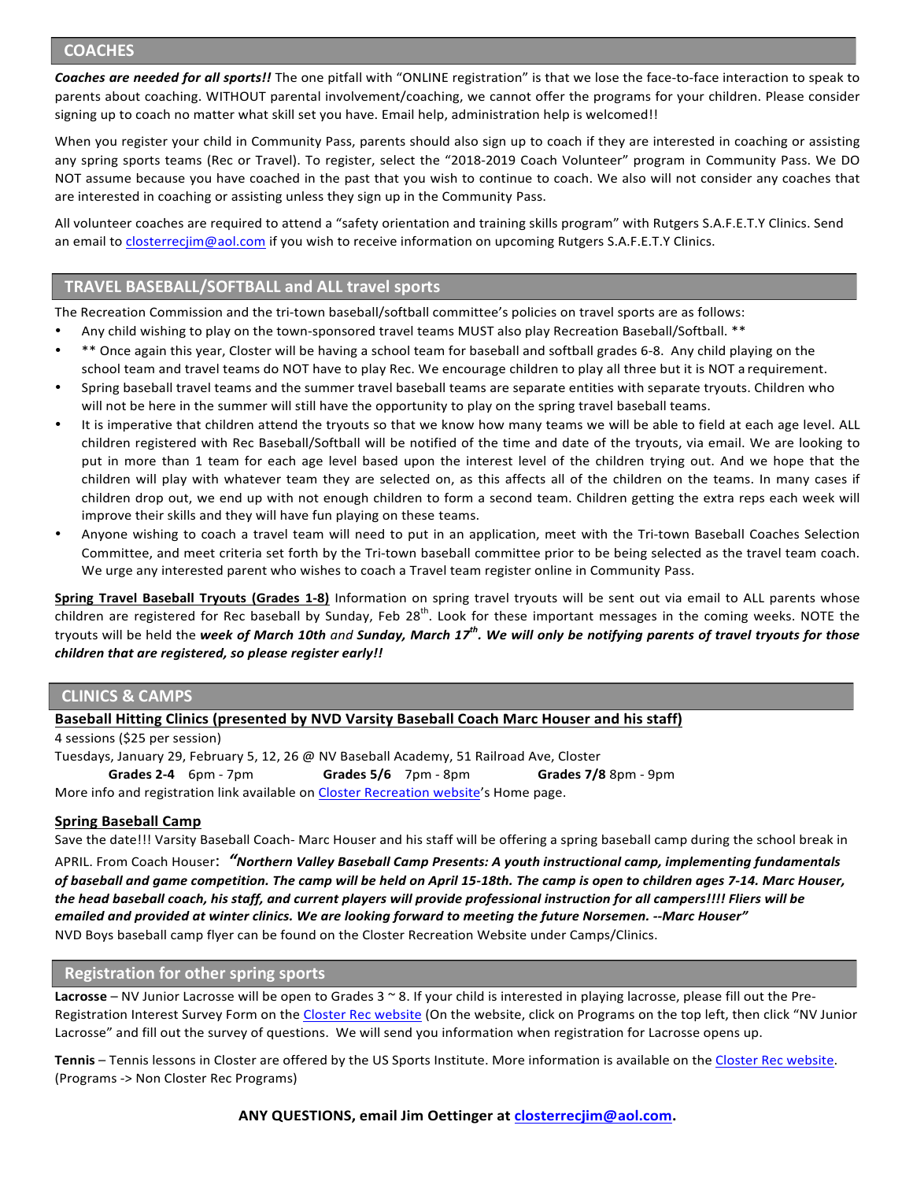## COACHES

***Coaches are needed for all sports!!*** The one pitfall with "ONLINE registration" is that we lose the face-to-face interaction to speak to parents about coaching. WITHOUT parental involvement/coaching, we cannot offer the programs for your children. Please consider signing up to coach no matter what skill set you have. Email help, administration help is welcomed!!

When you register your child in Community Pass, parents should also sign up to coach if they are interested in coaching or assisting any spring sports teams (Rec or Travel). To register, select the "2018-2019 Coach Volunteer" program in Community Pass. We DO NOT assume because you have coached in the past that you wish to continue to coach. We also will not consider any coaches that are interested in coaching or assisting unless they sign up in the Community Pass.

All volunteer coaches are required to attend a "safety orientation and training skills program" with Rutgers S.A.F.E.T.Y Clinics. Send an email to closterrecjim@aol.com if you wish to receive information on upcoming Rutgers S.A.F.E.T.Y Clinics.

## TRAVEL BASEBALL/SOFTBALL and ALL travel sports

The Recreation Commission and the tri-town baseball/softball committee's policies on travel sports are as follows:

- Any child wishing to play on the town-sponsored travel teams MUST also play Recreation Baseball/Softball. **
- ** Once again this year, Closter will be having a school team for baseball and softball grades 6-8. Any child playing on the school team and travel teams do NOT have to play Rec. We encourage children to play all three but it is NOT a requirement.
- Spring baseball travel teams and the summer travel baseball teams are separate entities with separate tryouts. Children who will not be here in the summer will still have the opportunity to play on the spring travel baseball teams.
- It is imperative that children attend the tryouts so that we know how many teams we will be able to field at each age level. ALL children registered with Rec Baseball/Softball will be notified of the time and date of the tryouts, via email. We are looking to put in more than 1 team for each age level based upon the interest level of the children trying out. And we hope that the children will play with whatever team they are selected on, as this affects all of the children on the teams. In many cases if children drop out, we end up with not enough children to form a second team. Children getting the extra reps each week will improve their skills and they will have fun playing on these teams.
- Anyone wishing to coach a travel team will need to put in an application, meet with the Tri-town Baseball Coaches Selection Committee, and meet criteria set forth by the Tri-town baseball committee prior to be being selected as the travel team coach. We urge any interested parent who wishes to coach a Travel team register online in Community Pass.

**Spring Travel Baseball Tryouts (Grades 1-8)** Information on spring travel tryouts will be sent out via email to ALL parents whose children are registered for Rec baseball by Sunday, Feb 28th. Look for these important messages in the coming weeks. NOTE the tryouts will be held the ***week of March 10th*** *and* ***Sunday, March 17th. We will only be notifying parents of travel tryouts for those children that are registered, so please register early!!***

## CLINICS & CAMPS

**Baseball Hitting Clinics (presented by NVD Varsity Baseball Coach Marc Houser and his staff)**

4 sessions ($25 per session)

Tuesdays, January 29, February 5, 12, 26 @ NV Baseball Academy, 51 Railroad Ave, Closter

**Grades 2-4** 6pm - 7pm **Grades 5/6** 7pm - 8pm **Grades 7/8** 8pm - 9pm

More info and registration link available on Closter Recreation website's Home page.

**Spring Baseball Camp**

Save the date!!! Varsity Baseball Coach- Marc Houser and his staff will be offering a spring baseball camp during the school break in APRIL. From Coach Houser: ***"Northern Valley Baseball Camp Presents: A youth instructional camp, implementing fundamentals of baseball and game competition. The camp will be held on April 15-18th. The camp is open to children ages 7-14. Marc Houser, the head baseball coach, his staff, and current players will provide professional instruction for all campers!!!! Fliers will be emailed and provided at winter clinics. We are looking forward to meeting the future Norsemen. --Marc Houser"***

NVD Boys baseball camp flyer can be found on the Closter Recreation Website under Camps/Clinics.

## Registration for other spring sports

**Lacrosse** – NV Junior Lacrosse will be open to Grades 3 ~ 8. If your child is interested in playing lacrosse, please fill out the Pre-Registration Interest Survey Form on the Closter Rec website (On the website, click on Programs on the top left, then click "NV Junior Lacrosse" and fill out the survey of questions. We will send you information when registration for Lacrosse opens up.

**Tennis** – Tennis lessons in Closter are offered by the US Sports Institute. More information is available on the Closter Rec website. (Programs -> Non Closter Rec Programs)

**ANY QUESTIONS, email Jim Oettinger at closterrecjim@aol.com.**